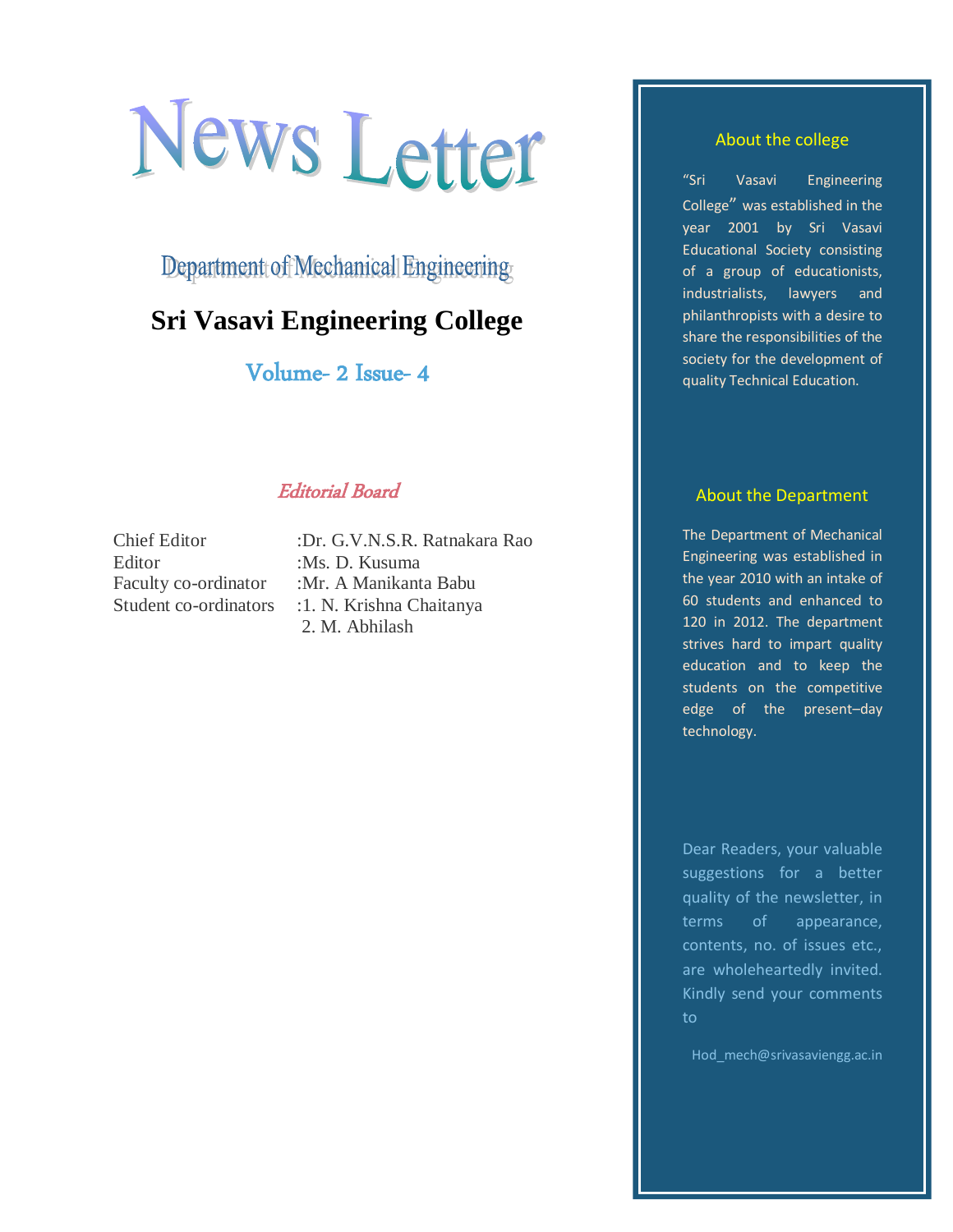# News Letter

## Department of Mechanical Engineering

## Sri Vasavi Engineering College

### Volume- 2 Issue- 4

### *Editorial Board*

| | |
|---|---|
| Chief Editor | :Dr. G.V.N.S.R. Ratnakara Rao |
| Editor | :Ms. D. Kusuma |
| Faculty co-ordinator | :Mr. A Manikanta Babu |
| Student co-ordinators | :1. N. Krishna Chaitanya |
| | 2. M. Abhilash |

### About the college

"Sri Vasavi Engineering College" was established in the year 2001 by Sri Vasavi Educational Society consisting of a group of educationists, industrialists, lawyers and philanthropists with a desire to share the responsibilities of the society for the development of quality Technical Education.

### About the Department

The Department of Mechanical Engineering was established in the year 2010 with an intake of 60 students and enhanced to 120 in 2012. The department strives hard to impart quality education and to keep the students on the competitive edge of the present–day technology.

Dear Readers, your valuable suggestions for a better quality of the newsletter, in terms of appearance, contents, no. of issues etc., are wholeheartedly invited. Kindly send your comments to

Hod_mech@srivasaviengg.ac.in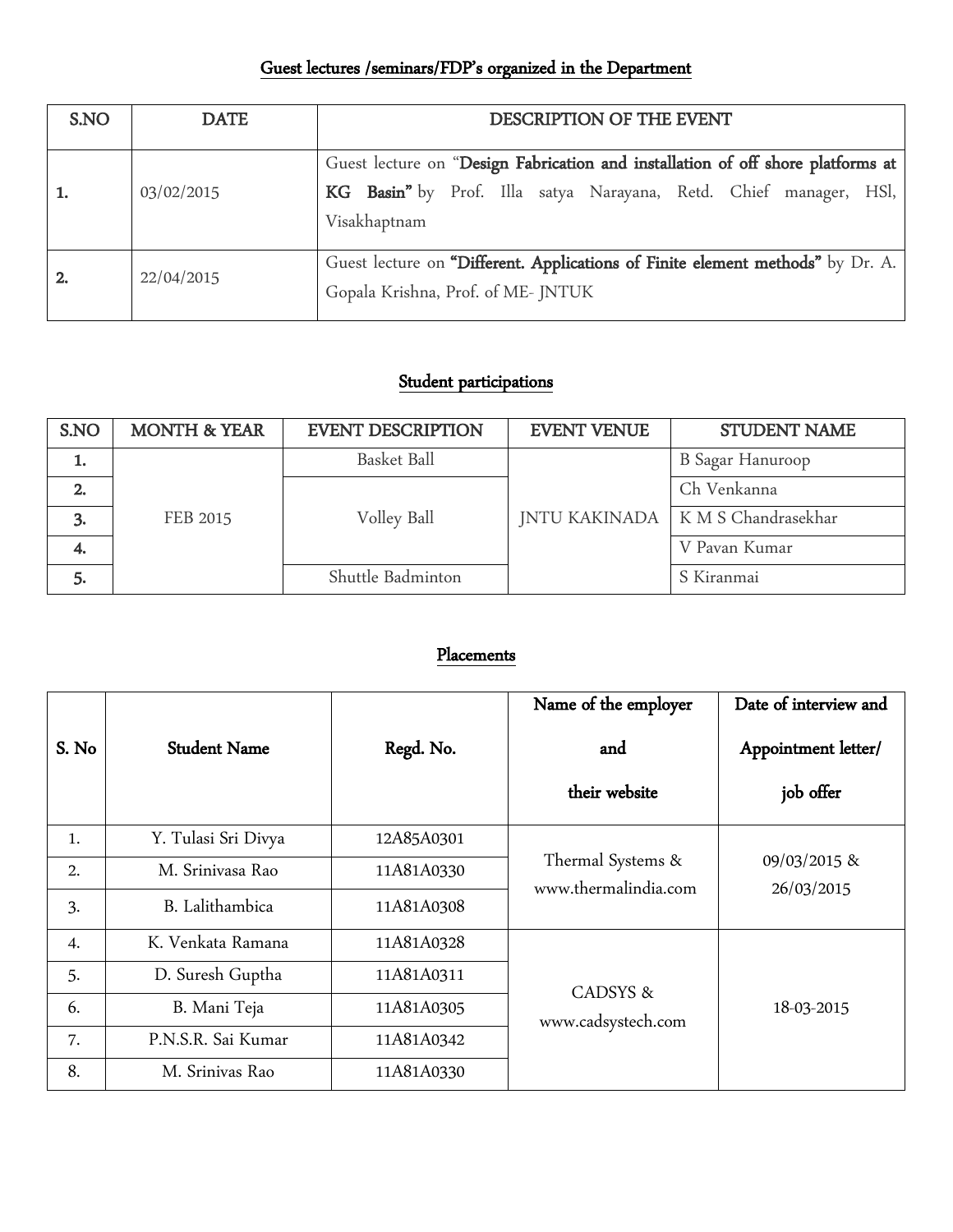## Guest lectures /seminars/FDP's organized in the Department

| S.NO | DATE | DESCRIPTION OF THE EVENT |
|---|---|---|
| 1. | 03/02/2015 | Guest lecture on "**Design Fabrication and installation of off shore platforms at KG Basin"** by Prof. Illa satya Narayana, Retd. Chief manager, HSl, Visakhaptnam |
| 2. | 22/04/2015 | Guest lecture on **"Different. Applications of Finite element methods"** by Dr. A. Gopala Krishna, Prof. of ME- JNTUK |

## Student participations

| S.NO | MONTH & YEAR | EVENT DESCRIPTION | EVENT VENUE | STUDENT NAME |
|---|---|---|---|---|
| 1. | FEB 2015 | Basket Ball | JNTU KAKINADA | B Sagar Hanuroop |
| 2. | | Volley Ball | | Ch Venkanna |
| 3. | | | | K M S Chandrasekhar |
| 4. | | | | V Pavan Kumar |
| 5. | | Shuttle Badminton | | S Kiranmai |

## Placements

| S. No | Student Name | Regd. No. | Name of the employer and their website | Date of interview and Appointment letter/ job offer |
|---|---|---|---|---|
| 1. | Y. Tulasi Sri Divya | 12A85A0301 | Thermal Systems & www.thermalindia.com | 09/03/2015 & 26/03/2015 |
| 2. | M. Srinivasa Rao | 11A81A0330 | | |
| 3. | B. Lalithambica | 11A81A0308 | | |
| 4. | K. Venkata Ramana | 11A81A0328 | CADSYS & www.cadsystech.com | 18-03-2015 |
| 5. | D. Suresh Guptha | 11A81A0311 | | |
| 6. | B. Mani Teja | 11A81A0305 | | |
| 7. | P.N.S.R. Sai Kumar | 11A81A0342 | | |
| 8. | M. Srinivas Rao | 11A81A0330 | | |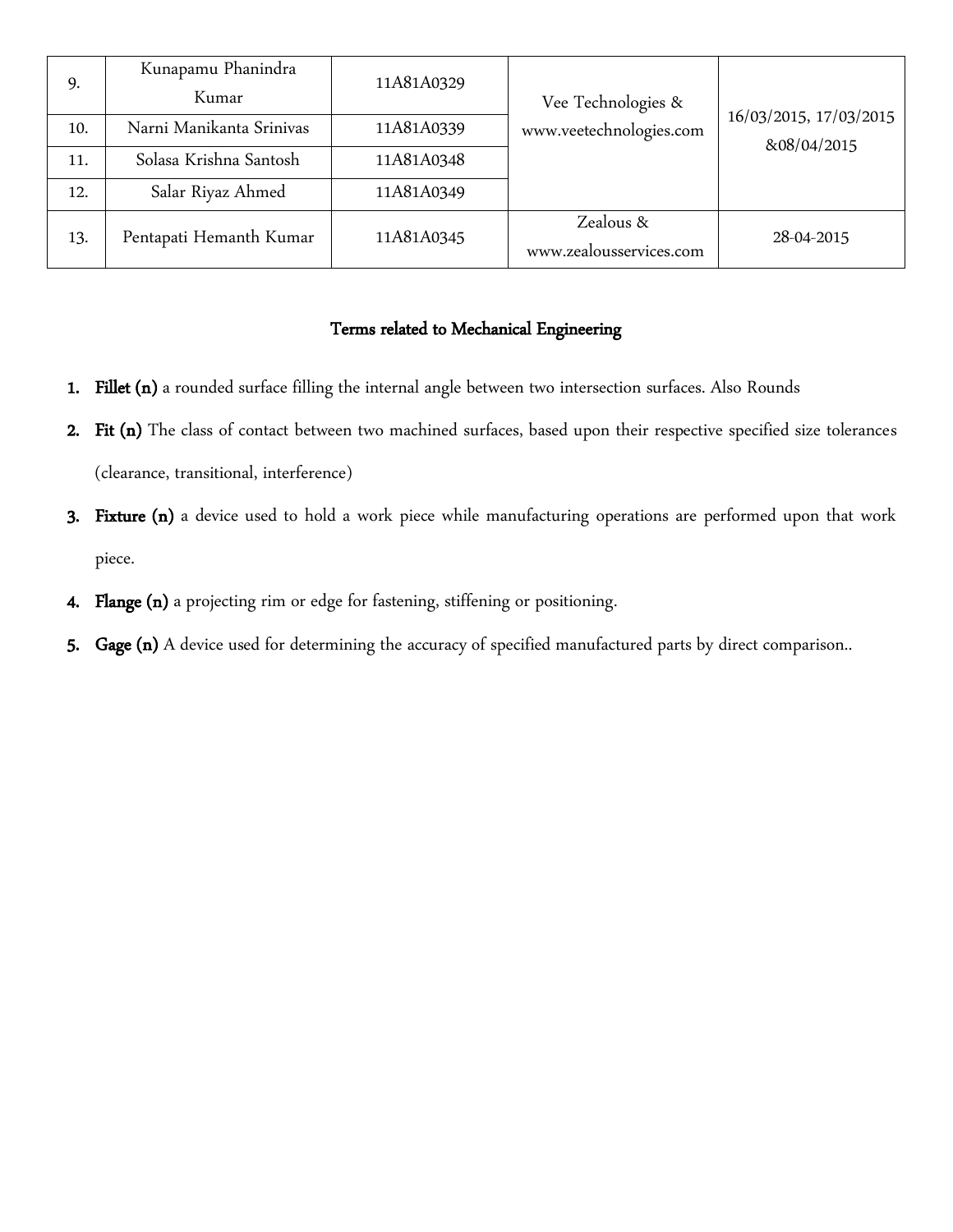| | | | | |
|---|---|---|---|---|
| 9. | Kunapamu Phanindra Kumar | 11A81A0329 | Vee Technologies & www.veetechnologies.com | 16/03/2015, 17/03/2015 &08/04/2015 |
| 10. | Narni Manikanta Srinivas | 11A81A0339 | | |
| 11. | Solasa Krishna Santosh | 11A81A0348 | | |
| 12. | Salar Riyaz Ahmed | 11A81A0349 | | |
| 13. | Pentapati Hemanth Kumar | 11A81A0345 | Zealous & www.zealousservices.com | 28-04-2015 |

## Terms related to Mechanical Engineering

1. **Fillet (n)** a rounded surface filling the internal angle between two intersection surfaces. Also Rounds
2. **Fit (n)** The class of contact between two machined surfaces, based upon their respective specified size tolerances (clearance, transitional, interference)
3. **Fixture (n)** a device used to hold a work piece while manufacturing operations are performed upon that work piece.
4. **Flange (n)** a projecting rim or edge for fastening, stiffening or positioning.
5. **Gage (n)** A device used for determining the accuracy of specified manufactured parts by direct comparison..